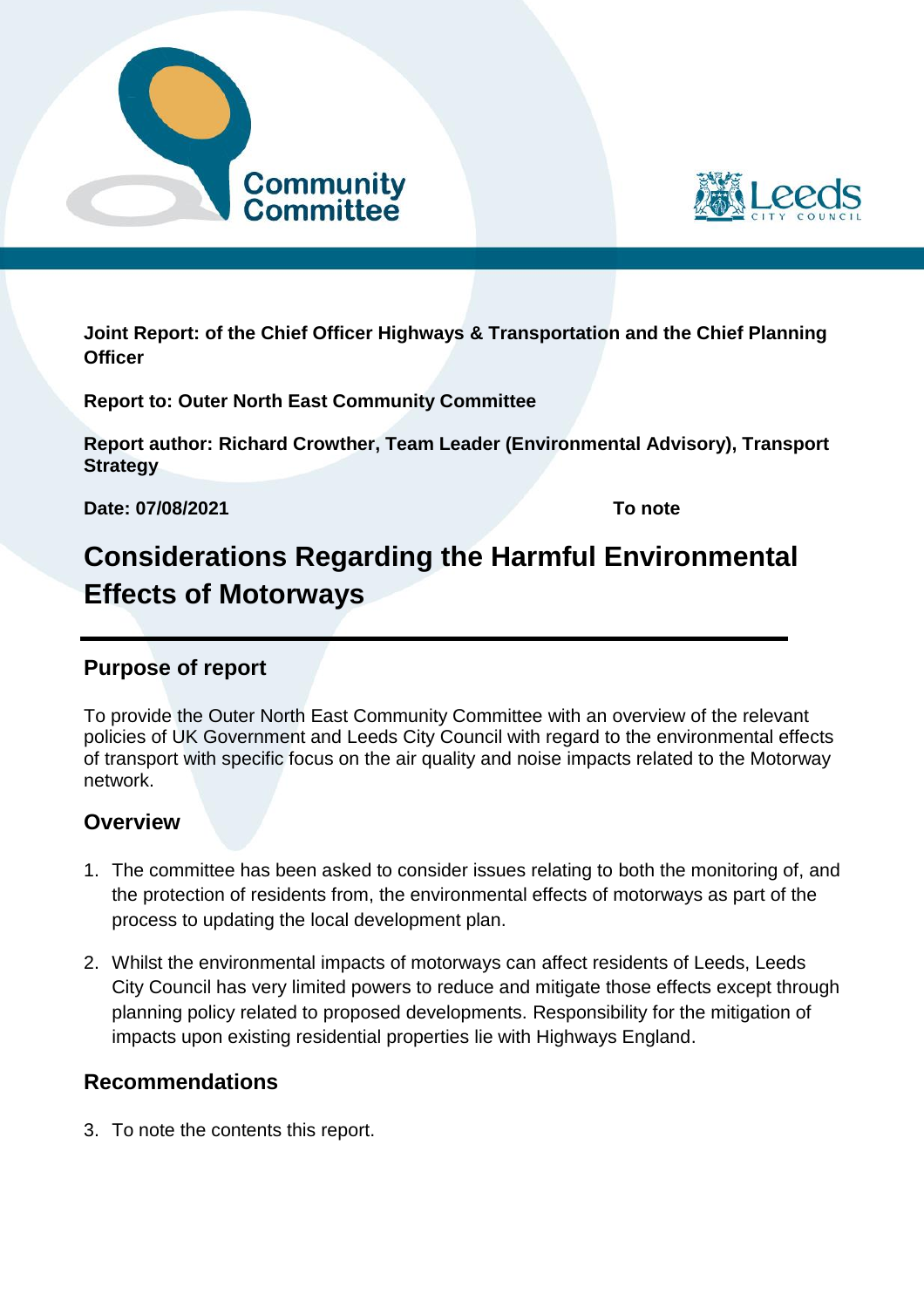Community Committee

Leeds City Council

**Joint Report: of the Chief Officer Highways & Transportation and the Chief Planning Officer**

**Report to: Outer North East Community Committee**

**Report author: Richard Crowther, Team Leader (Environmental Advisory), Transport Strategy**

**Date: 07/08/2021** **To note**

# Considerations Regarding the Harmful Environmental Effects of Motorways

## Purpose of report

To provide the Outer North East Community Committee with an overview of the relevant policies of UK Government and Leeds City Council with regard to the environmental effects of transport with specific focus on the air quality and noise impacts related to the Motorway network.

## Overview

1. The committee has been asked to consider issues relating to both the monitoring of, and the protection of residents from, the environmental effects of motorways as part of the process to updating the local development plan.

2. Whilst the environmental impacts of motorways can affect residents of Leeds, Leeds City Council has very limited powers to reduce and mitigate those effects except through planning policy related to proposed developments. Responsibility for the mitigation of impacts upon existing residential properties lie with Highways England.

## Recommendations

3. To note the contents this report.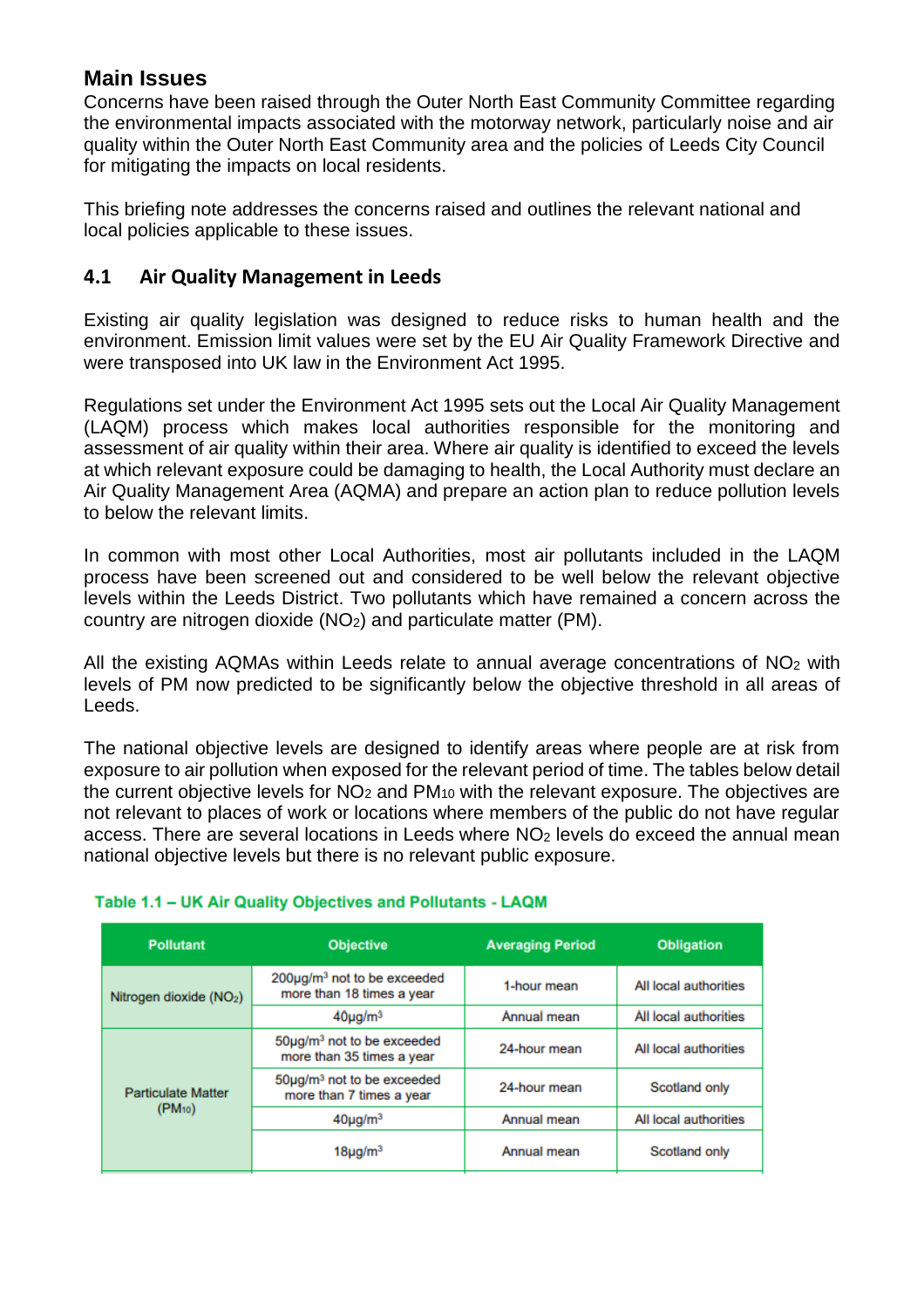## Main Issues

Concerns have been raised through the Outer North East Community Committee regarding the environmental impacts associated with the motorway network, particularly noise and air quality within the Outer North East Community area and the policies of Leeds City Council for mitigating the impacts on local residents.

This briefing note addresses the concerns raised and outlines the relevant national and local policies applicable to these issues.

### 4.1 Air Quality Management in Leeds

Existing air quality legislation was designed to reduce risks to human health and the environment. Emission limit values were set by the EU Air Quality Framework Directive and were transposed into UK law in the Environment Act 1995.

Regulations set under the Environment Act 1995 sets out the Local Air Quality Management (LAQM) process which makes local authorities responsible for the monitoring and assessment of air quality within their area. Where air quality is identified to exceed the levels at which relevant exposure could be damaging to health, the Local Authority must declare an Air Quality Management Area (AQMA) and prepare an action plan to reduce pollution levels to below the relevant limits.

In common with most other Local Authorities, most air pollutants included in the LAQM process have been screened out and considered to be well below the relevant objective levels within the Leeds District. Two pollutants which have remained a concern across the country are nitrogen dioxide ($NO_2$) and particulate matter (PM).

All the existing AQMAs within Leeds relate to annual average concentrations of $NO_2$ with levels of PM now predicted to be significantly below the objective threshold in all areas of Leeds.

The national objective levels are designed to identify areas where people are at risk from exposure to air pollution when exposed for the relevant period of time. The tables below detail the current objective levels for $NO_2$ and $PM_{10}$ with the relevant exposure. The objectives are not relevant to places of work or locations where members of the public do not have regular access. There are several locations in Leeds where $NO_2$ levels do exceed the annual mean national objective levels but there is no relevant public exposure.

**Table 1.1 – UK Air Quality Objectives and Pollutants - LAQM**

| Pollutant | Objective | Averaging Period | Obligation |
|---|---|---|---|
| Nitrogen dioxide ($NO_2$) | 200µg/m$^3$ not to be exceeded more than 18 times a year | 1-hour mean | All local authorities |
| | 40µg/m$^3$ | Annual mean | All local authorities |
| Particulate Matter ($PM_{10}$) | 50µg/m$^3$ not to be exceeded more than 35 times a year | 24-hour mean | All local authorities |
| | 50µg/m$^3$ not to be exceeded more than 7 times a year | 24-hour mean | Scotland only |
| | 40µg/m$^3$ | Annual mean | All local authorities |
| | 18µg/m$^3$ | Annual mean | Scotland only |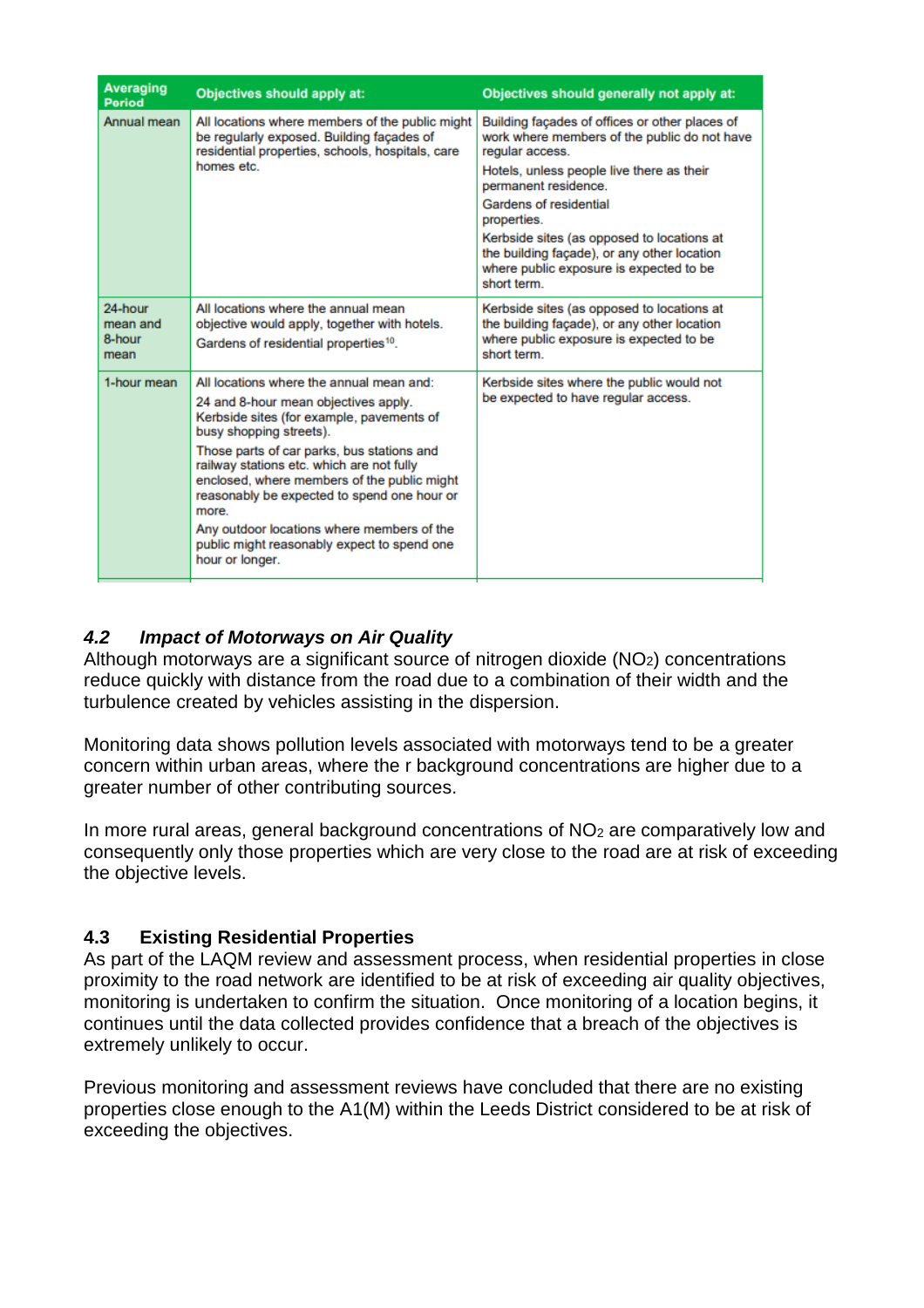| Averaging Period | Objectives should apply at: | Objectives should generally not apply at: |
| --- | --- | --- |
| Annual mean | All locations where members of the public might be regularly exposed. Building façades of residential properties, schools, hospitals, care homes etc. | Building façades of offices or other places of work where members of the public do not have regular access.<br>Hotels, unless people live there as their permanent residence.<br>Gardens of residential properties.<br>Kerbside sites (as opposed to locations at the building façade), or any other location where public exposure is expected to be short term. |
| 24-hour mean and 8-hour mean | All locations where the annual mean objective would apply, together with hotels.<br>Gardens of residential properties[10]. | Kerbside sites (as opposed to locations at the building façade), or any other location where public exposure is expected to be short term. |
| 1-hour mean | All locations where the annual mean and:<br>24 and 8-hour mean objectives apply.<br>Kerbside sites (for example, pavements of busy shopping streets).<br>Those parts of car parks, bus stations and railway stations etc. which are not fully enclosed, where members of the public might reasonably be expected to spend one hour or more.<br>Any outdoor locations where members of the public might reasonably expect to spend one hour or longer. | Kerbside sites where the public would not be expected to have regular access. |

### *4.2 Impact of Motorways on Air Quality*

Although motorways are a significant source of nitrogen dioxide ($NO_2$) concentrations reduce quickly with distance from the road due to a combination of their width and the turbulence created by vehicles assisting in the dispersion.

Monitoring data shows pollution levels associated with motorways tend to be a greater concern within urban areas, where the r background concentrations are higher due to a greater number of other contributing sources.

In more rural areas, general background concentrations of $NO_2$ are comparatively low and consequently only those properties which are very close to the road are at risk of exceeding the objective levels.

### 4.3 Existing Residential Properties

As part of the LAQM review and assessment process, when residential properties in close proximity to the road network are identified to be at risk of exceeding air quality objectives, monitoring is undertaken to confirm the situation. Once monitoring of a location begins, it continues until the data collected provides confidence that a breach of the objectives is extremely unlikely to occur.

Previous monitoring and assessment reviews have concluded that there are no existing properties close enough to the A1(M) within the Leeds District considered to be at risk of exceeding the objectives.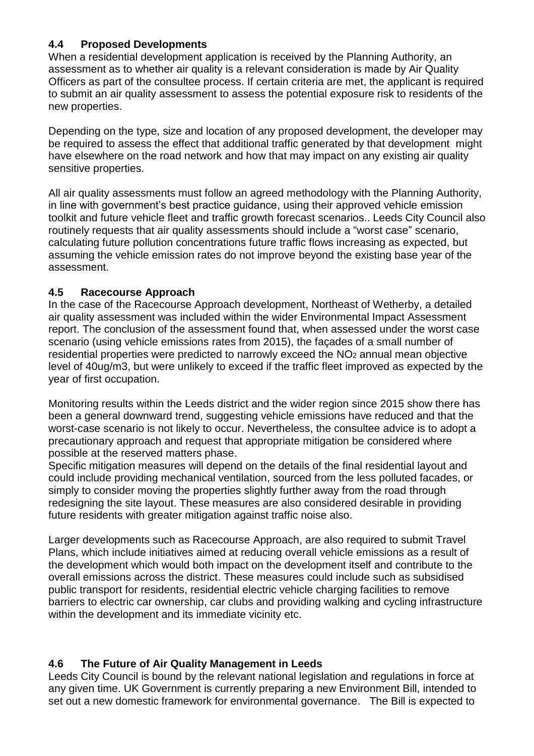### 4.4 Proposed Developments

When a residential development application is received by the Planning Authority, an assessment as to whether air quality is a relevant consideration is made by Air Quality Officers as part of the consultee process. If certain criteria are met, the applicant is required to submit an air quality assessment to assess the potential exposure risk to residents of the new properties.

Depending on the type, size and location of any proposed development, the developer may be required to assess the effect that additional traffic generated by that development might have elsewhere on the road network and how that may impact on any existing air quality sensitive properties.

All air quality assessments must follow an agreed methodology with the Planning Authority, in line with government's best practice guidance, using their approved vehicle emission toolkit and future vehicle fleet and traffic growth forecast scenarios.. Leeds City Council also routinely requests that air quality assessments should include a "worst case" scenario, calculating future pollution concentrations future traffic flows increasing as expected, but assuming the vehicle emission rates do not improve beyond the existing base year of the assessment.

### 4.5 Racecourse Approach

In the case of the Racecourse Approach development, Northeast of Wetherby, a detailed air quality assessment was included within the wider Environmental Impact Assessment report. The conclusion of the assessment found that, when assessed under the worst case scenario (using vehicle emissions rates from 2015), the façades of a small number of residential properties were predicted to narrowly exceed the $NO_2$ annual mean objective level of 40ug/m3, but were unlikely to exceed if the traffic fleet improved as expected by the year of first occupation.

Monitoring results within the Leeds district and the wider region since 2015 show there has been a general downward trend, suggesting vehicle emissions have reduced and that the worst-case scenario is not likely to occur. Nevertheless, the consultee advice is to adopt a precautionary approach and request that appropriate mitigation be considered where possible at the reserved matters phase.

Specific mitigation measures will depend on the details of the final residential layout and could include providing mechanical ventilation, sourced from the less polluted facades, or simply to consider moving the properties slightly further away from the road through redesigning the site layout. These measures are also considered desirable in providing future residents with greater mitigation against traffic noise also.

Larger developments such as Racecourse Approach, are also required to submit Travel Plans, which include initiatives aimed at reducing overall vehicle emissions as a result of the development which would both impact on the development itself and contribute to the overall emissions across the district. These measures could include such as subsidised public transport for residents, residential electric vehicle charging facilities to remove barriers to electric car ownership, car clubs and providing walking and cycling infrastructure within the development and its immediate vicinity etc.

### 4.6 The Future of Air Quality Management in Leeds

Leeds City Council is bound by the relevant national legislation and regulations in force at any given time. UK Government is currently preparing a new Environment Bill, intended to set out a new domestic framework for environmental governance. The Bill is expected to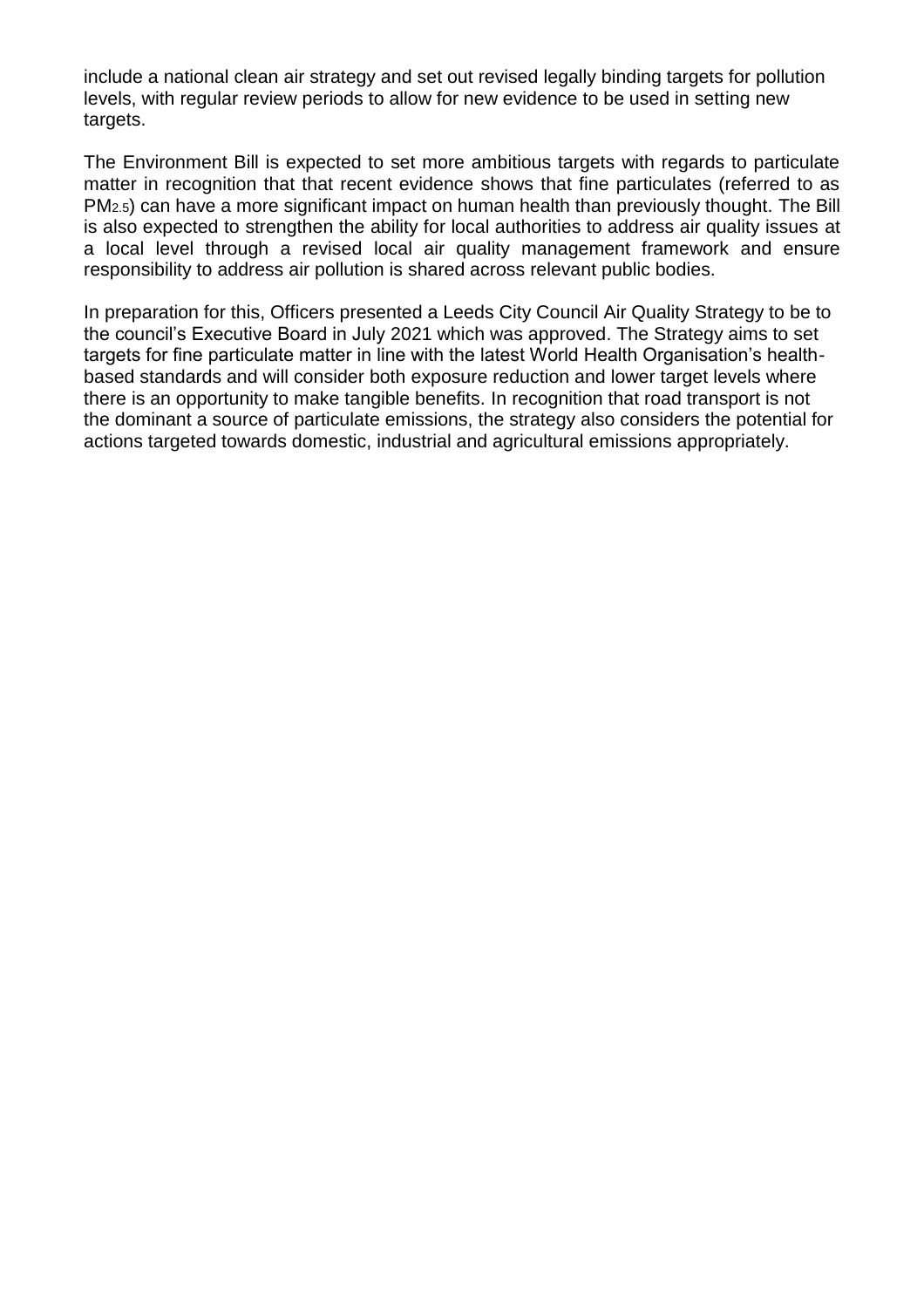include a national clean air strategy and set out revised legally binding targets for pollution levels, with regular review periods to allow for new evidence to be used in setting new targets.

The Environment Bill is expected to set more ambitious targets with regards to particulate matter in recognition that that recent evidence shows that fine particulates (referred to as $PM_{2.5}$) can have a more significant impact on human health than previously thought. The Bill is also expected to strengthen the ability for local authorities to address air quality issues at a local level through a revised local air quality management framework and ensure responsibility to address air pollution is shared across relevant public bodies.

In preparation for this, Officers presented a Leeds City Council Air Quality Strategy to be to the council's Executive Board in July 2021 which was approved. The Strategy aims to set targets for fine particulate matter in line with the latest World Health Organisation's health-based standards and will consider both exposure reduction and lower target levels where there is an opportunity to make tangible benefits. In recognition that road transport is not the dominant a source of particulate emissions, the strategy also considers the potential for actions targeted towards domestic, industrial and agricultural emissions appropriately.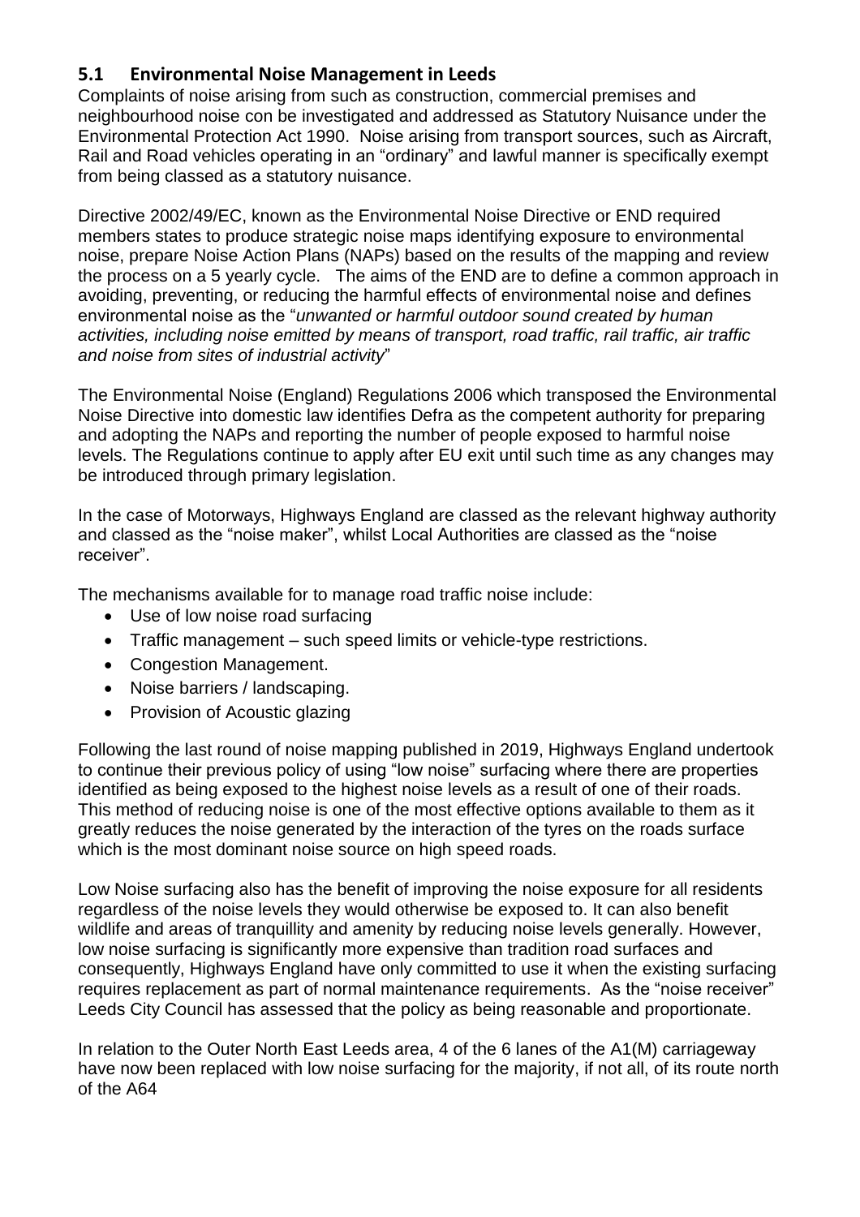## 5.1 Environmental Noise Management in Leeds

Complaints of noise arising from such as construction, commercial premises and neighbourhood noise con be investigated and addressed as Statutory Nuisance under the Environmental Protection Act 1990. Noise arising from transport sources, such as Aircraft, Rail and Road vehicles operating in an "ordinary" and lawful manner is specifically exempt from being classed as a statutory nuisance.

Directive 2002/49/EC, known as the Environmental Noise Directive or END required members states to produce strategic noise maps identifying exposure to environmental noise, prepare Noise Action Plans (NAPs) based on the results of the mapping and review the process on a 5 yearly cycle. The aims of the END are to define a common approach in avoiding, preventing, or reducing the harmful effects of environmental noise and defines environmental noise as the "*unwanted or harmful outdoor sound created by human activities, including noise emitted by means of transport, road traffic, rail traffic, air traffic and noise from sites of industrial activity*"

The Environmental Noise (England) Regulations 2006 which transposed the Environmental Noise Directive into domestic law identifies Defra as the competent authority for preparing and adopting the NAPs and reporting the number of people exposed to harmful noise levels. The Regulations continue to apply after EU exit until such time as any changes may be introduced through primary legislation.

In the case of Motorways, Highways England are classed as the relevant highway authority and classed as the "noise maker", whilst Local Authorities are classed as the "noise receiver".

The mechanisms available for to manage road traffic noise include:

- Use of low noise road surfacing
- Traffic management – such speed limits or vehicle-type restrictions.
- Congestion Management.
- Noise barriers / landscaping.
- Provision of Acoustic glazing

Following the last round of noise mapping published in 2019, Highways England undertook to continue their previous policy of using "low noise" surfacing where there are properties identified as being exposed to the highest noise levels as a result of one of their roads. This method of reducing noise is one of the most effective options available to them as it greatly reduces the noise generated by the interaction of the tyres on the roads surface which is the most dominant noise source on high speed roads.

Low Noise surfacing also has the benefit of improving the noise exposure for all residents regardless of the noise levels they would otherwise be exposed to. It can also benefit wildlife and areas of tranquillity and amenity by reducing noise levels generally. However, low noise surfacing is significantly more expensive than tradition road surfaces and consequently, Highways England have only committed to use it when the existing surfacing requires replacement as part of normal maintenance requirements. As the "noise receiver" Leeds City Council has assessed that the policy as being reasonable and proportionate.

In relation to the Outer North East Leeds area, 4 of the 6 lanes of the A1(M) carriageway have now been replaced with low noise surfacing for the majority, if not all, of its route north of the A64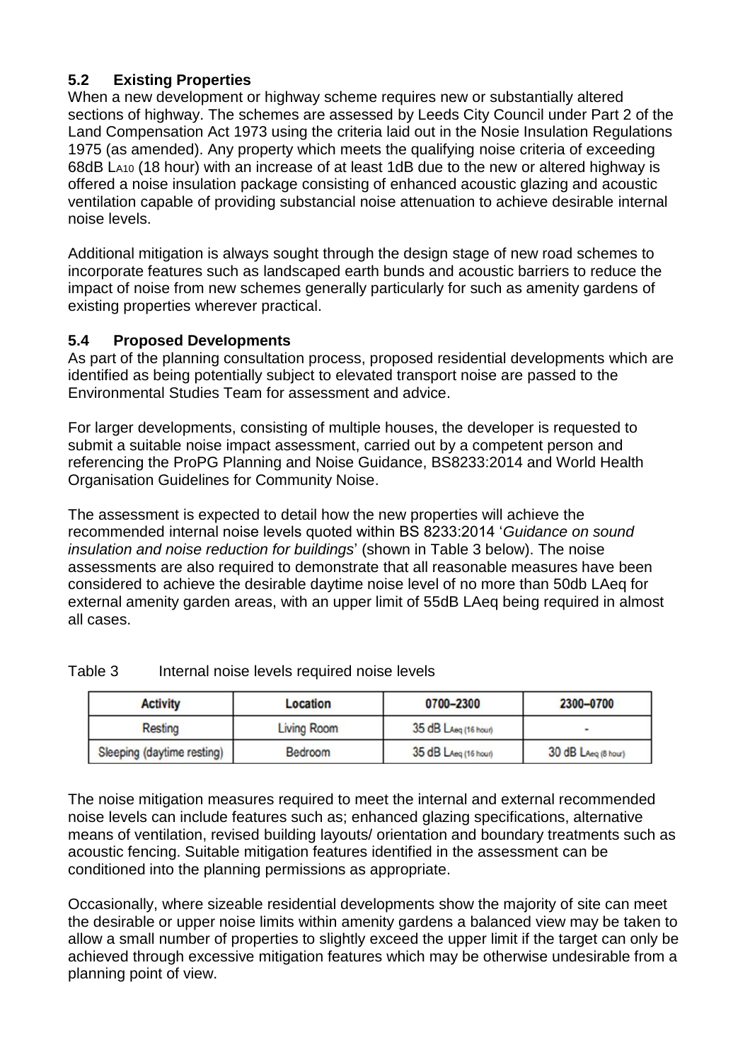### 5.2 Existing Properties

When a new development or highway scheme requires new or substantially altered sections of highway. The schemes are assessed by Leeds City Council under Part 2 of the Land Compensation Act 1973 using the criteria laid out in the Nosie Insulation Regulations 1975 (as amended). Any property which meets the qualifying noise criteria of exceeding 68dB $L_{A10}$ (18 hour) with an increase of at least 1dB due to the new or altered highway is offered a noise insulation package consisting of enhanced acoustic glazing and acoustic ventilation capable of providing substancial noise attenuation to achieve desirable internal noise levels.

Additional mitigation is always sought through the design stage of new road schemes to incorporate features such as landscaped earth bunds and acoustic barriers to reduce the impact of noise from new schemes generally particularly for such as amenity gardens of existing properties wherever practical.

### 5.4 Proposed Developments

As part of the planning consultation process, proposed residential developments which are identified as being potentially subject to elevated transport noise are passed to the Environmental Studies Team for assessment and advice.

For larger developments, consisting of multiple houses, the developer is requested to submit a suitable noise impact assessment, carried out by a competent person and referencing the ProPG Planning and Noise Guidance, BS8233:2014 and World Health Organisation Guidelines for Community Noise.

The assessment is expected to detail how the new properties will achieve the recommended internal noise levels quoted within BS 8233:2014 '*Guidance on sound insulation and noise reduction for buildings*' (shown in Table 3 below). The noise assessments are also required to demonstrate that all reasonable measures have been considered to achieve the desirable daytime noise level of no more than 50db LAeq for external amenity garden areas, with an upper limit of 55dB LAeq being required in almost all cases.

Table 3 Internal noise levels required noise levels

| Activity | Location | 0700–2300 | 2300–0700 |
|---|---|---|---|
| Resting | Living Room | 35 dB $L_{Aeq\,(16\,hour)}$ | - |
| Sleeping (daytime resting) | Bedroom | 35 dB $L_{Aeq\,(16\,hour)}$ | 30 dB $L_{Aeq\,(8\,hour)}$ |

The noise mitigation measures required to meet the internal and external recommended noise levels can include features such as; enhanced glazing specifications, alternative means of ventilation, revised building layouts/ orientation and boundary treatments such as acoustic fencing. Suitable mitigation features identified in the assessment can be conditioned into the planning permissions as appropriate.

Occasionally, where sizeable residential developments show the majority of site can meet the desirable or upper noise limits within amenity gardens a balanced view may be taken to allow a small number of properties to slightly exceed the upper limit if the target can only be achieved through excessive mitigation features which may be otherwise undesirable from a planning point of view.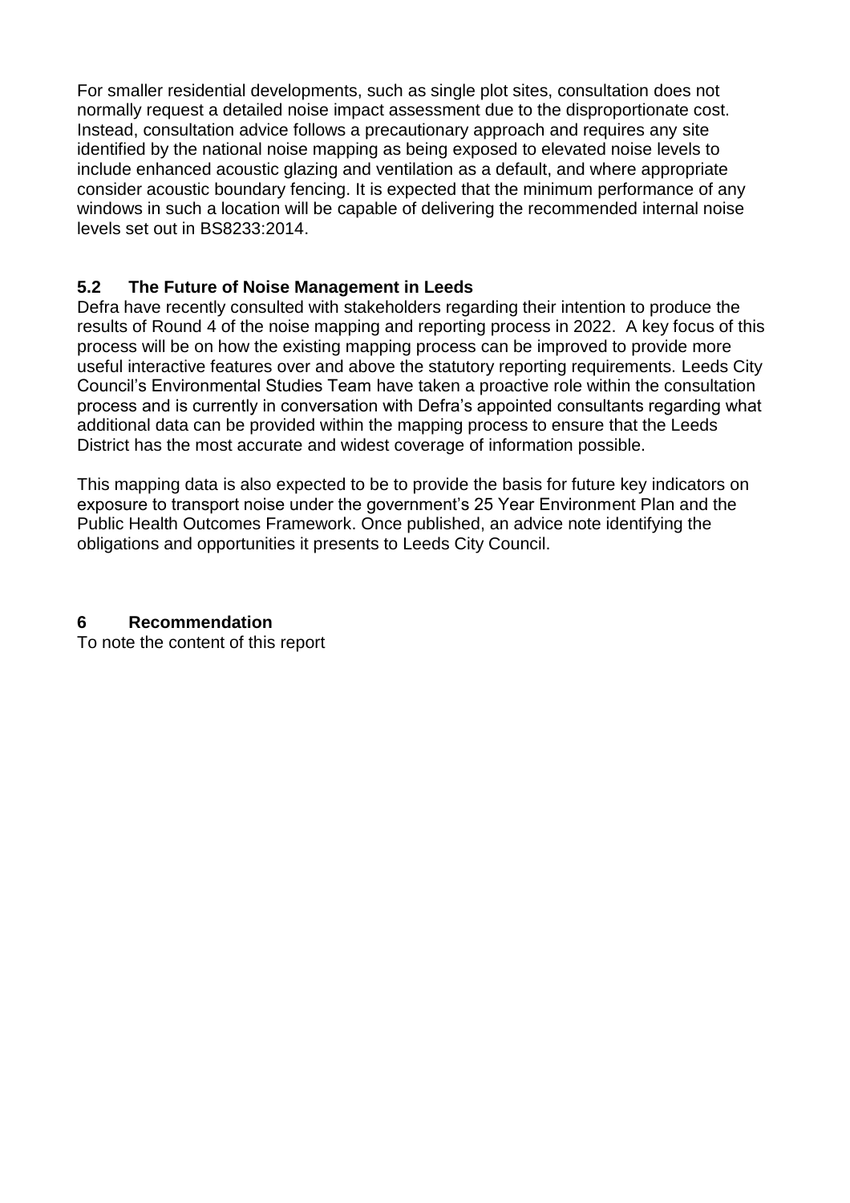For smaller residential developments, such as single plot sites, consultation does not normally request a detailed noise impact assessment due to the disproportionate cost. Instead, consultation advice follows a precautionary approach and requires any site identified by the national noise mapping as being exposed to elevated noise levels to include enhanced acoustic glazing and ventilation as a default, and where appropriate consider acoustic boundary fencing. It is expected that the minimum performance of any windows in such a location will be capable of delivering the recommended internal noise levels set out in BS8233:2014.

### 5.2 The Future of Noise Management in Leeds

Defra have recently consulted with stakeholders regarding their intention to produce the results of Round 4 of the noise mapping and reporting process in 2022. A key focus of this process will be on how the existing mapping process can be improved to provide more useful interactive features over and above the statutory reporting requirements. Leeds City Council's Environmental Studies Team have taken a proactive role within the consultation process and is currently in conversation with Defra's appointed consultants regarding what additional data can be provided within the mapping process to ensure that the Leeds District has the most accurate and widest coverage of information possible.

This mapping data is also expected to be to provide the basis for future key indicators on exposure to transport noise under the government's 25 Year Environment Plan and the Public Health Outcomes Framework. Once published, an advice note identifying the obligations and opportunities it presents to Leeds City Council.

## 6 Recommendation

To note the content of this report